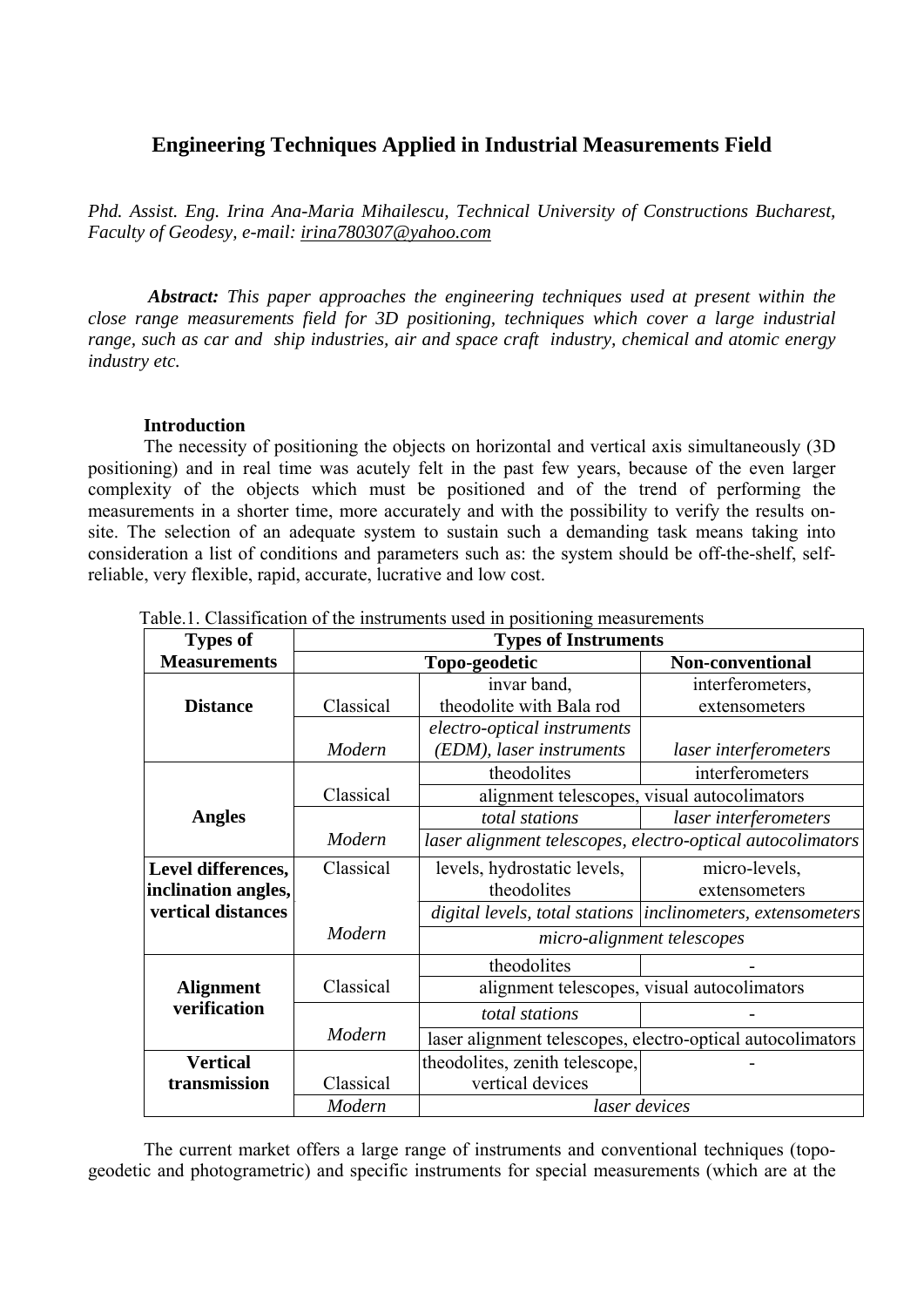# Engineering Techniques Applied in Industrial Measurements Field

*Phd. Assist. Eng. Irina Ana-Maria Mihailescu, Technical University of Constructions Bucharest, Faculty of Geodesy, e-mail: irina780307@yahoo.com*

***Abstract:*** *This paper approaches the engineering techniques used at present within the close range measurements field for 3D positioning, techniques which cover a large industrial range, such as car and ship industries, air and space craft industry, chemical and atomic energy industry etc.*

**Introduction**

The necessity of positioning the objects on horizontal and vertical axis simultaneously (3D positioning) and in real time was acutely felt in the past few years, because of the even larger complexity of the objects which must be positioned and of the trend of performing the measurements in a shorter time, more accurately and with the possibility to verify the results on-site. The selection of an adequate system to sustain such a demanding task means taking into consideration a list of conditions and parameters such as: the system should be off-the-shelf, self-reliable, very flexible, rapid, accurate, lucrative and low cost.

Table.1. Classification of the instruments used in positioning measurements

| **Types of Measurements** | **Types of Instruments** | | |
|---|---|---|---|
| | **Topo-geodetic** | | **Non-conventional** |
| **Distance** | Classical | invar band, theodolite with Bala rod | interferometers, extensometers |
| | *Modern* | *electro-optical instruments (EDM), laser instruments* | *laser interferometers* |
| **Angles** | Classical | theodolites | interferometers |
| | | alignment telescopes, visual autocolimators | |
| | *Modern* | *total stations* | *laser interferometers* |
| | | *laser alignment telescopes, electro-optical autocolimators* | |
| **Level differences, inclination angles, vertical distances** | Classical | levels, hydrostatic levels, theodolites | micro-levels, extensometers |
| | *Modern* | *digital levels, total stations* | *inclinometers, extensometers* |
| | | *micro-alignment telescopes* | |
| **Alignment verification** | Classical | theodolites | - |
| | | alignment telescopes, visual autocolimators | |
| | *Modern* | *total stations* | - |
| | | laser alignment telescopes, electro-optical autocolimators | |
| **Vertical transmission** | Classical | theodolites, zenith telescope, vertical devices | - |
| | *Modern* | *laser devices* | |

The current market offers a large range of instruments and conventional techniques (topo-geodetic and photogrametric) and specific instruments for special measurements (which are at the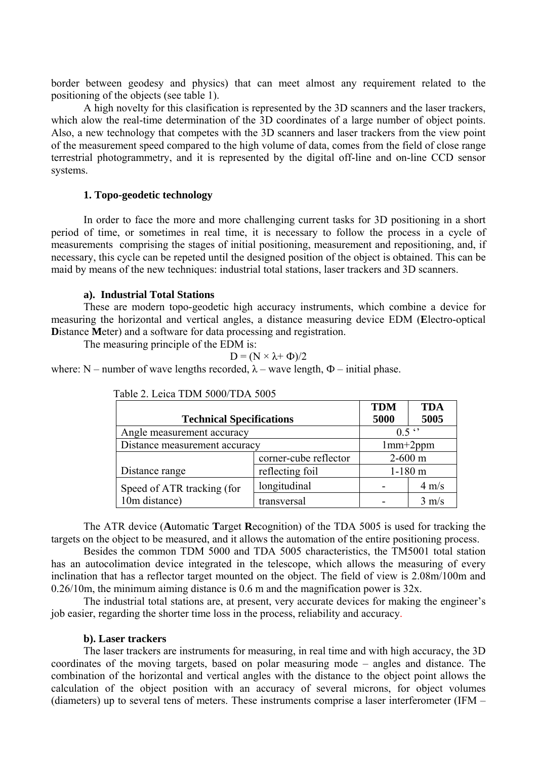border between geodesy and physics) that can meet almost any requirement related to the positioning of the objects (see table 1).

A high novelty for this clasification is represented by the 3D scanners and the laser trackers, which alow the real-time determination of the 3D coordinates of a large number of object points. Also, a new technology that competes with the 3D scanners and laser trackers from the view point of the measurement speed compared to the high volume of data, comes from the field of close range terrestrial photogrammetry, and it is represented by the digital off-line and on-line CCD sensor systems.

### 1. Topo-geodetic technology

In order to face the more and more challenging current tasks for 3D positioning in a short period of time, or sometimes in real time, it is necessary to follow the process in a cycle of measurements comprising the stages of initial positioning, measurement and repositioning, and, if necessary, this cycle can be repeted until the designed position of the object is obtained. This can be maid by means of the new techniques: industrial total stations, laser trackers and 3D scanners.

#### a). Industrial Total Stations

These are modern topo-geodetic high accuracy instruments, which combine a device for measuring the horizontal and vertical angles, a distance measuring device EDM (**E**lectro-optical **D**istance **M**eter) and a software for data processing and registration.

The measuring principle of the EDM is:

$$D = (N \times \lambda + \Phi)/2$$

where: N – number of wave lengths recorded, $\lambda$ – wave length, $\Phi$ – initial phase.

Table 2. Leica TDM 5000/TDA 5005

| Technical Specifications | | TDM 5000 | TDA 5005 |
|---|---|---|---|
| Angle measurement accuracy | | 0.5 ‘’ | |
| Distance measurement accuracy | | 1mm+2ppm | |
| Distance range | corner-cube reflector | 2-600 m | |
| | reflecting foil | 1-180 m | |
| Speed of ATR tracking (for 10m distance) | longitudinal | - | 4 m/s |
| | transversal | - | 3 m/s |

The ATR device (**A**utomatic **T**arget **R**ecognition) of the TDA 5005 is used for tracking the targets on the object to be measured, and it allows the automation of the entire positioning process.

Besides the common TDM 5000 and TDA 5005 characteristics, the TM5001 total station has an autocolimation device integrated in the telescope, which allows the measuring of every inclination that has a reflector target mounted on the object. The field of view is 2.08m/100m and 0.26/10m, the minimum aiming distance is 0.6 m and the magnification power is 32x.

The industrial total stations are, at present, very accurate devices for making the engineer’s job easier, regarding the shorter time loss in the process, reliability and accuracy.

#### b). Laser trackers

The laser trackers are instruments for measuring, in real time and with high accuracy, the 3D coordinates of the moving targets, based on polar measuring mode – angles and distance. The combination of the horizontal and vertical angles with the distance to the object point allows the calculation of the object position with an accuracy of several microns, for object volumes (diameters) up to several tens of meters. These instruments comprise a laser interferometer (IFM –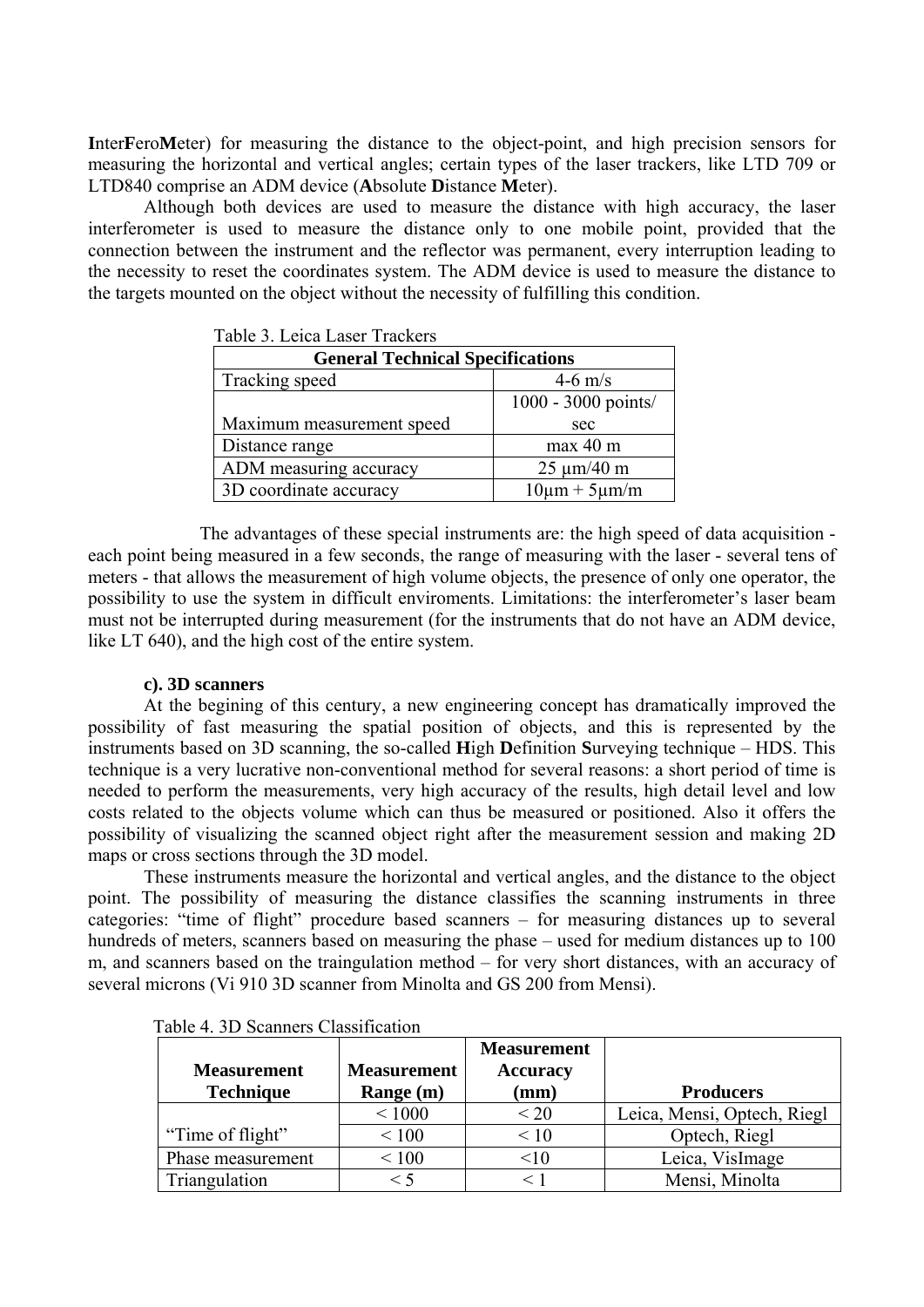**I**nter**F**ero**M**eter) for measuring the distance to the object-point, and high precision sensors for measuring the horizontal and vertical angles; certain types of the laser trackers, like LTD 709 or LTD840 comprise an ADM device (**A**bsolute **D**istance **M**eter).

Although both devices are used to measure the distance with high accuracy, the laser interferometer is used to measure the distance only to one mobile point, provided that the connection between the instrument and the reflector was permanent, every interruption leading to the necessity to reset the coordinates system. The ADM device is used to measure the distance to the targets mounted on the object without the necessity of fulfilling this condition.

Table 3. Leica Laser Trackers

| **General Technical Specifications** | |
|---|---|
| Tracking speed | 4-6 m/s |
| Maximum measurement speed | 1000 - 3000 points/ sec |
| Distance range | max 40 m |
| ADM measuring accuracy | 25 μm/40 m |
| 3D coordinate accuracy | 10μm + 5μm/m |

The advantages of these special instruments are: the high speed of data acquisition - each point being measured in a few seconds, the range of measuring with the laser - several tens of meters - that allows the measurement of high volume objects, the presence of only one operator, the possibility to use the system in difficult enviroments. Limitations: the interferometer's laser beam must not be interrupted during measurement (for the instruments that do not have an ADM device, like LT 640), and the high cost of the entire system.

**c). 3D scanners**

At the begining of this century, a new engineering concept has dramatically improved the possibility of fast measuring the spatial position of objects, and this is represented by the instruments based on 3D scanning, the so-called **H**igh **D**efinition **S**urveying technique – HDS. This technique is a very lucrative non-conventional method for several reasons: a short period of time is needed to perform the measurements, very high accuracy of the results, high detail level and low costs related to the objects volume which can thus be measured or positioned. Also it offers the possibility of visualizing the scanned object right after the measurement session and making 2D maps or cross sections through the 3D model.

These instruments measure the horizontal and vertical angles, and the distance to the object point. The possibility of measuring the distance classifies the scanning instruments in three categories: "time of flight" procedure based scanners – for measuring distances up to several hundreds of meters, scanners based on measuring the phase – used for medium distances up to 100 m, and scanners based on the traingulation method – for very short distances, with an accuracy of several microns (Vi 910 3D scanner from Minolta and GS 200 from Mensi).

Table 4. 3D Scanners Classification

| **Measurement Technique** | **Measurement Range (m)** | **Measurement Accuracy (mm)** | **Producers** |
|---|---|---|---|
| "Time of flight" | < 1000 | < 20 | Leica, Mensi, Optech, Riegl |
| | < 100 | < 10 | Optech, Riegl |
| Phase measurement | < 100 | <10 | Leica, VisImage |
| Triangulation | < 5 | < 1 | Mensi, Minolta |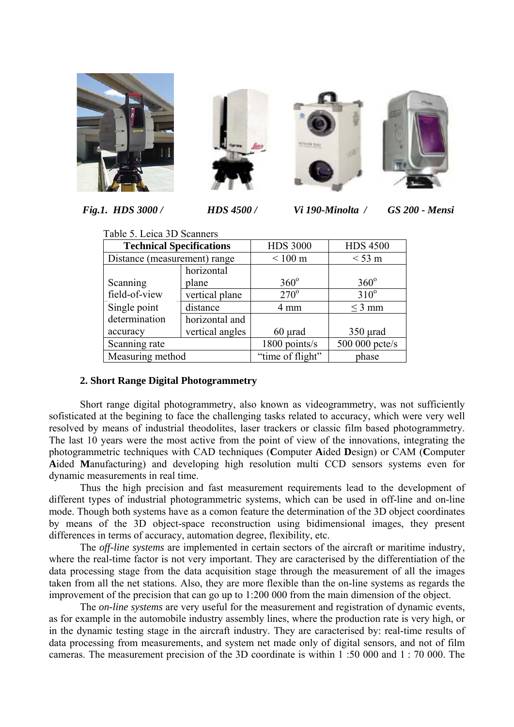***Fig.1. HDS 3000 / HDS 4500 / Vi 190-Minolta / GS 200 - Mensi***

Table 5. Leica 3D Scanners

| Technical Specifications | | HDS 3000 | HDS 4500 |
|---|---|---|---|
| Distance (measurement) range | | < 100 m | < 53 m |
| Scanning field-of-view | horizontal plane | 360$^{o}$ | 360$^{o}$ |
| | vertical plane | 270$^{o}$ | 310$^{o}$ |
| Single point determination accuracy | distance | 4 mm | ≤ 3 mm |
| | horizontal and vertical angles | 60 μrad | 350 μrad |
| Scanning rate | | 1800 points/s | 500 000 pcte/s |
| Measuring method | | "time of flight" | phase |

**2. Short Range Digital Photogrammetry**

Short range digital photogrammetry, also known as videogrammetry, was not sufficiently sofisticated at the begining to face the challenging tasks related to accuracy, which were very well resolved by means of industrial theodolites, laser trackers or classic film based photogrammetry. The last 10 years were the most active from the point of view of the innovations, integrating the photogrammetric techniques with CAD techniques (**C**omputer **A**ided **D**esign) or CAM (**C**omputer **A**ided **M**anufacturing) and developing high resolution multi CCD sensors systems even for dynamic measurements in real time.

Thus the high precision and fast measurement requirements lead to the development of different types of industrial photogrammetric systems, which can be used in off-line and on-line mode. Though both systems have as a comon feature the determination of the 3D object coordinates by means of the 3D object-space reconstruction using bidimensional images, they present differences in terms of accuracy, automation degree, flexibility, etc.

The *off-line systems* are implemented in certain sectors of the aircraft or maritime industry, where the real-time factor is not very important. They are caracterised by the differentiation of the data processing stage from the data acquisition stage through the measurement of all the images taken from all the net stations. Also, they are more flexible than the on-line systems as regards the improvement of the precision that can go up to 1:200 000 from the main dimension of the object.

The *on-line systems* are very useful for the measurement and registration of dynamic events, as for example in the automobile industry assembly lines, where the production rate is very high, or in the dynamic testing stage in the aircraft industry. They are caracterised by: real-time results of data processing from measurements, and system net made only of digital sensors, and not of film cameras. The measurement precision of the 3D coordinate is within 1 :50 000 and 1 : 70 000. The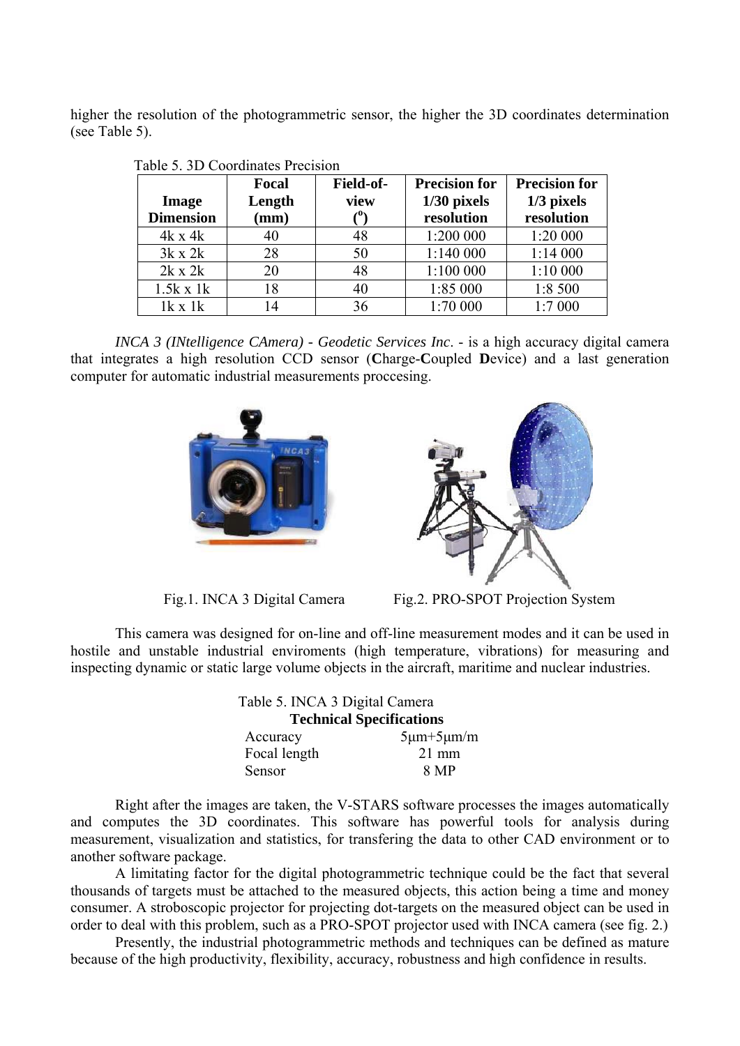higher the resolution of the photogrammetric sensor, the higher the 3D coordinates determination (see Table 5).

Table 5. 3D Coordinates Precision

| Image Dimension | Focal Length (mm) | Field-of-view ($^o$) | Precision for 1/30 pixels resolution | Precision for 1/3 pixels resolution |
|---|---|---|---|---|
| 4k x 4k | 40 | 48 | 1:200 000 | 1:20 000 |
| 3k x 2k | 28 | 50 | 1:140 000 | 1:14 000 |
| 2k x 2k | 20 | 48 | 1:100 000 | 1:10 000 |
| 1.5k x 1k | 18 | 40 | 1:85 000 | 1:8 500 |
| 1k x 1k | 14 | 36 | 1:70 000 | 1:7 000 |

*INCA 3 (INtelligence CAmera) - Geodetic Services Inc*. - is a high accuracy digital camera that integrates a high resolution CCD sensor (**C**harge-**C**oupled **D**evice) and a last generation computer for automatic industrial measurements proccesing.

Fig.1. INCA 3 Digital Camera

Fig.2. PRO-SPOT Projection System

This camera was designed for on-line and off-line measurement modes and it can be used in hostile and unstable industrial enviroments (high temperature, vibrations) for measuring and inspecting dynamic or static large volume objects in the aircraft, maritime and nuclear industries.

Table 5. INCA 3 Digital Camera

| **Technical Specifications** | |
|---|---|
| Accuracy | 5μm+5μm/m |
| Focal length | 21 mm |
| Sensor | 8 MP |

Right after the images are taken, the V-STARS software processes the images automatically and computes the 3D coordinates. This software has powerful tools for analysis during measurement, visualization and statistics, for transfering the data to other CAD environment or to another software package.

A limitating factor for the digital photogrammetric technique could be the fact that several thousands of targets must be attached to the measured objects, this action being a time and money consumer. A stroboscopic projector for projecting dot-targets on the measured object can be used in order to deal with this problem, such as a PRO-SPOT projector used with INCA camera (see fig. 2.)

Presently, the industrial photogrammetric methods and techniques can be defined as mature because of the high productivity, flexibility, accuracy, robustness and high confidence in results.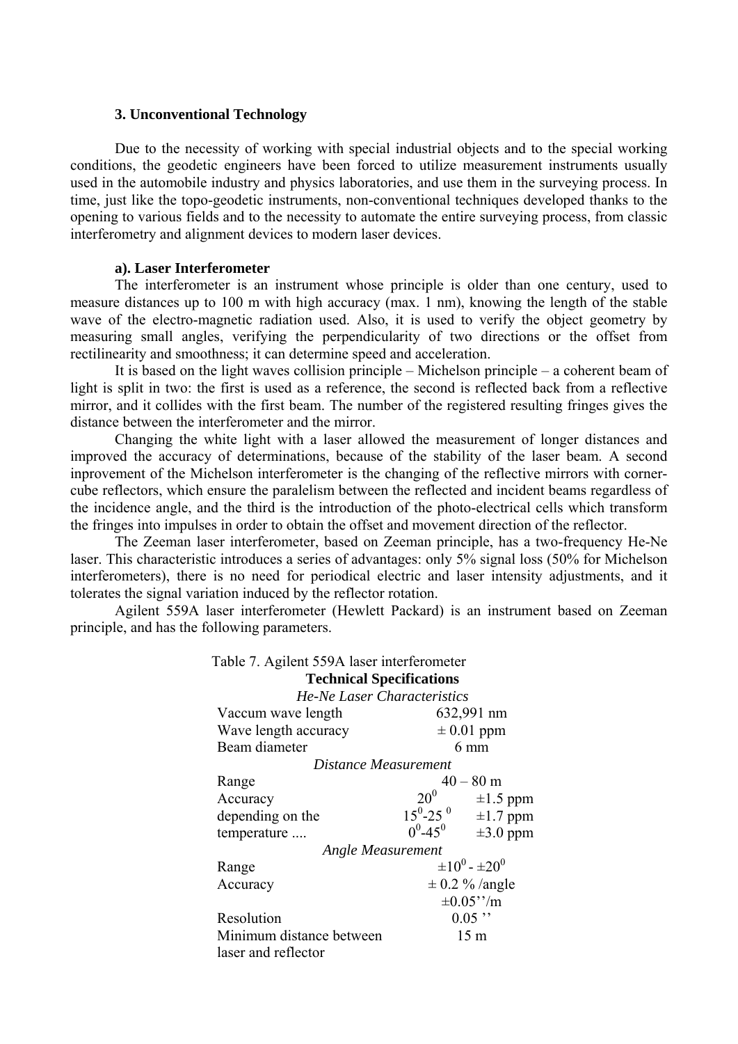### 3. Unconventional Technology

Due to the necessity of working with special industrial objects and to the special working conditions, the geodetic engineers have been forced to utilize measurement instruments usually used in the automobile industry and physics laboratories, and use them in the surveying process. In time, just like the topo-geodetic instruments, non-conventional techniques developed thanks to the opening to various fields and to the necessity to automate the entire surveying process, from classic interferometry and alignment devices to modern laser devices.

#### a). Laser Interferometer

The interferometer is an instrument whose principle is older than one century, used to measure distances up to 100 m with high accuracy (max. 1 nm), knowing the length of the stable wave of the electro-magnetic radiation used. Also, it is used to verify the object geometry by measuring small angles, verifying the perpendicularity of two directions or the offset from rectilinearity and smoothness; it can determine speed and acceleration.

It is based on the light waves collision principle – Michelson principle – a coherent beam of light is split in two: the first is used as a reference, the second is reflected back from a reflective mirror, and it collides with the first beam. The number of the registered resulting fringes gives the distance between the interferometer and the mirror.

Changing the white light with a laser allowed the measurement of longer distances and improved the accuracy of determinations, because of the stability of the laser beam. A second inprovement of the Michelson interferometer is the changing of the reflective mirrors with corner-cube reflectors, which ensure the paralelism between the reflected and incident beams regardless of the incidence angle, and the third is the introduction of the photo-electrical cells which transform the fringes into impulses in order to obtain the offset and movement direction of the reflector.

The Zeeman laser interferometer, based on Zeeman principle, has a two-frequency He-Ne laser. This characteristic introduces a series of advantages: only 5% signal loss (50% for Michelson interferometers), there is no need for periodical electric and laser intensity adjustments, and it tolerates the signal variation induced by the reflector rotation.

Agilent 559A laser interferometer (Hewlett Packard) is an instrument based on Zeeman principle, and has the following parameters.

Table 7. Agilent 559A laser interferometer

| **Technical Specifications** | | |
|---|---|---|
| *He-Ne Laser Characteristics* | | |
| Vaccum wave length | 632,991 nm | |
| Wave length accuracy | ± 0.01 ppm | |
| Beam diameter | 6 mm | |
| *Distance Measurement* | | |
| Range | 40 – 80 m | |
| Accuracy | $20^0$ | ±1.5 ppm |
| depending on the | $15^0$-$25^0$ | ±1.7 ppm |
| temperature .... | $0^0$-$45^0$ | ±3.0 ppm |
| *Angle Measurement* | | |
| Range | $\pm10^0$ - $\pm20^0$ | |
| Accuracy | ± 0.2 % /angle<br>±0.05''/m | |
| Resolution | 0.05 '' | |
| Minimum distance between laser and reflector | 15 m | |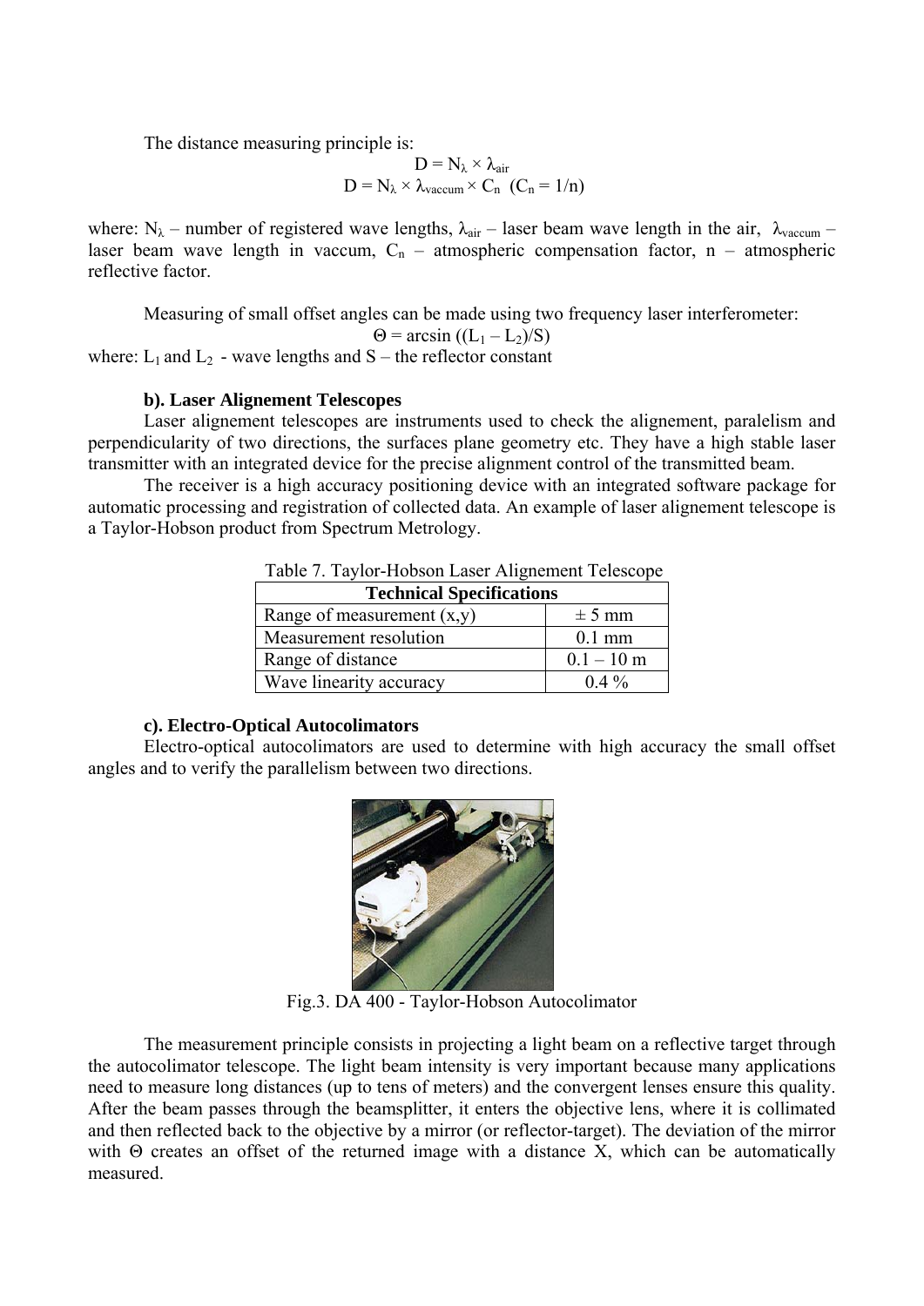The distance measuring principle is:

$$D = N_{\lambda} \times \lambda_{air}$$

$$D = N_{\lambda} \times \lambda_{vaccum} \times C_n \quad (C_n = 1/n)$$

where: $N_{\lambda}$ – number of registered wave lengths, $\lambda_{air}$ – laser beam wave length in the air, $\lambda_{vaccum}$ – laser beam wave length in vaccum, $C_n$ – atmospheric compensation factor, n – atmospheric reflective factor.

Measuring of small offset angles can be made using two frequency laser interferometer:

$$\Theta = \arcsin((L_1 - L_2)/S)$$

where: $L_1$ and $L_2$ - wave lengths and S – the reflector constant

#### b). Laser Alignement Telescopes

Laser alignement telescopes are instruments used to check the alignement, paralelism and perpendicularity of two directions, the surfaces plane geometry etc. They have a high stable laser transmitter with an integrated device for the precise alignment control of the transmitted beam.

The receiver is a high accuracy positioning device with an integrated software package for automatic processing and registration of collected data. An example of laser alignement telescope is a Taylor-Hobson product from Spectrum Metrology.

Table 7. Taylor-Hobson Laser Alignement Telescope

| Technical Specifications | |
|---|---|
| Range of measurement (x,y) | ± 5 mm |
| Measurement resolution | 0.1 mm |
| Range of distance | 0.1 – 10 m |
| Wave linearity accuracy | 0.4 % |

#### c). Electro-Optical Autocolimators

Electro-optical autocolimators are used to determine with high accuracy the small offset angles and to verify the parallelism between two directions.

Fig.3. DA 400 - Taylor-Hobson Autocolimator

The measurement principle consists in projecting a light beam on a reflective target through the autocolimator telescope. The light beam intensity is very important because many applications need to measure long distances (up to tens of meters) and the convergent lenses ensure this quality. After the beam passes through the beamsplitter, it enters the objective lens, where it is collimated and then reflected back to the objective by a mirror (or reflector-target). The deviation of the mirror with Θ creates an offset of the returned image with a distance X, which can be automatically measured.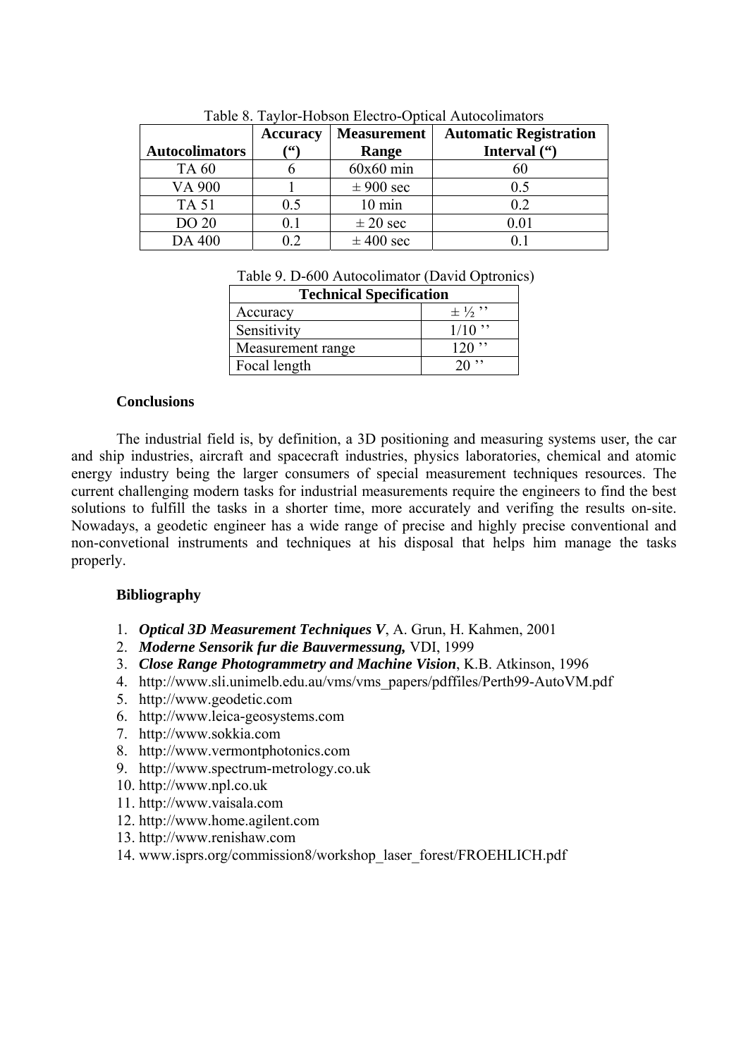Table 8. Taylor-Hobson Electro-Optical Autocolimators

| Autocolimators | Accuracy (“) | Measurement Range | Automatic Registration Interval (“) |
|---|---|---|---|
| TA 60 | 6 | 60x60 min | 60 |
| VA 900 | 1 | ± 900 sec | 0.5 |
| TA 51 | 0.5 | 10 min | 0.2 |
| DO 20 | 0.1 | ± 20 sec | 0.01 |
| DA 400 | 0.2 | ± 400 sec | 0.1 |

Table 9. D-600 Autocolimator (David Optronics)

| Technical Specification | |
|---|---|
| Accuracy | ± ½ ’’ |
| Sensitivity | 1/10 ’’ |
| Measurement range | 120 ’’ |
| Focal length | 20 ’’ |

### Conclusions

The industrial field is, by definition, a 3D positioning and measuring systems user, the car and ship industries, aircraft and spacecraft industries, physics laboratories, chemical and atomic energy industry being the larger consumers of special measurement techniques resources. The current challenging modern tasks for industrial measurements require the engineers to find the best solutions to fulfill the tasks in a shorter time, more accurately and verifing the results on-site. Nowadays, a geodetic engineer has a wide range of precise and highly precise conventional and non-convetional instruments and techniques at his disposal that helps him manage the tasks properly.

### Bibliography

1. ***Optical 3D Measurement Techniques V***, A. Grun, H. Kahmen, 2001
2. ***Moderne Sensorik fur die Bauvermessung,*** VDI, 1999
3. ***Close Range Photogrammetry and Machine Vision***, K.B. Atkinson, 1996
4. http://www.sli.unimelb.edu.au/vms/vms_papers/pdffiles/Perth99-AutoVM.pdf
5. http://www.geodetic.com
6. http://www.leica-geosystems.com
7. http://www.sokkia.com
8. http://www.vermontphotonics.com
9. http://www.spectrum-metrology.co.uk
10. http://www.npl.co.uk
11. http://www.vaisala.com
12. http://www.home.agilent.com
13. http://www.renishaw.com
14. www.isprs.org/commission8/workshop_laser_forest/FROEHLICH.pdf